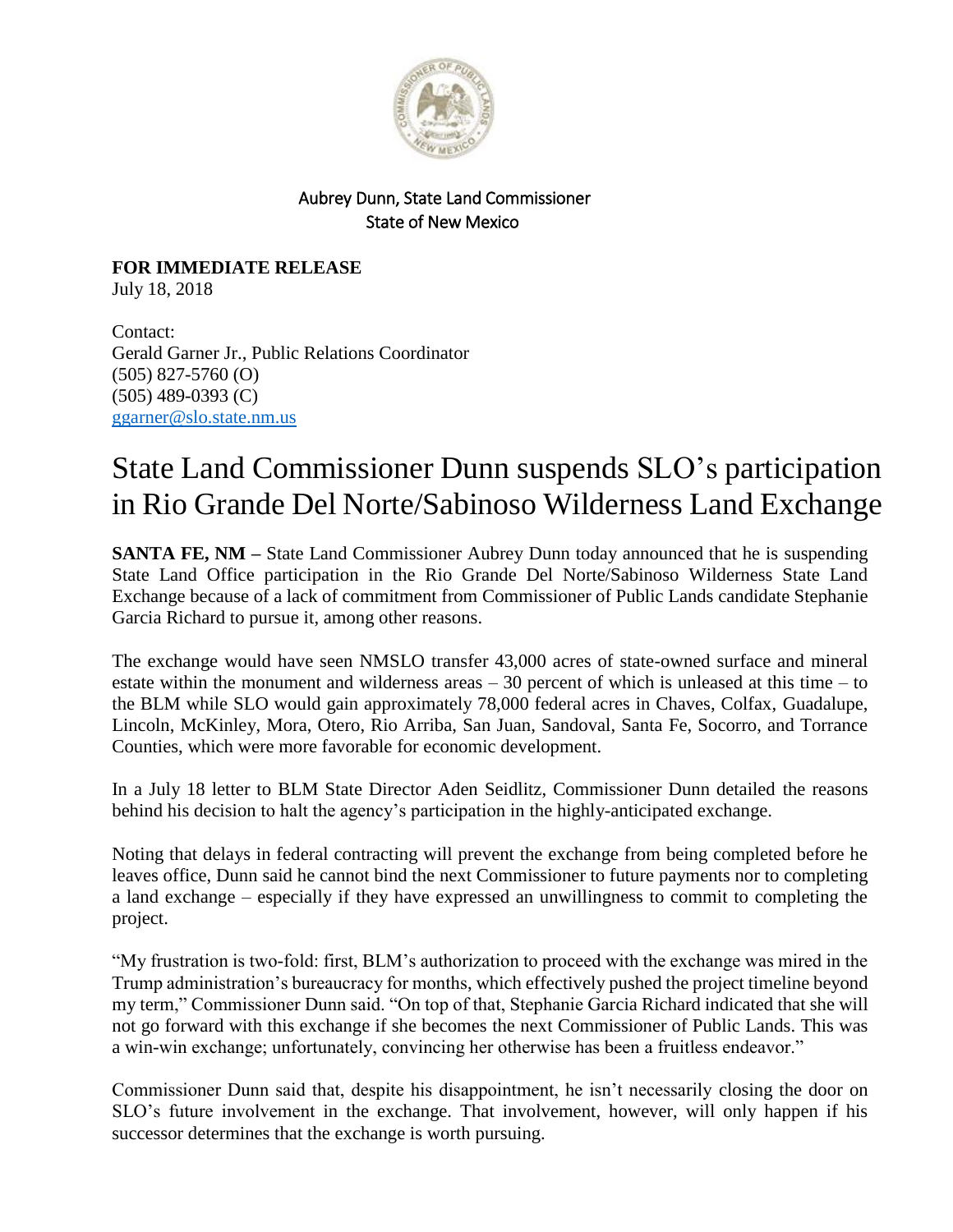Aubrey Dunn, State Land Commissioner
State of New Mexico

**FOR IMMEDIATE RELEASE**
July 18, 2018

Contact:
Gerald Garner Jr., Public Relations Coordinator
(505) 827-5760 (O)
(505) 489-0393 (C)
ggarner@slo.state.nm.us

# State Land Commissioner Dunn suspends SLO's participation in Rio Grande Del Norte/Sabinoso Wilderness Land Exchange

**SANTA FE, NM –** State Land Commissioner Aubrey Dunn today announced that he is suspending State Land Office participation in the Rio Grande Del Norte/Sabinoso Wilderness State Land Exchange because of a lack of commitment from Commissioner of Public Lands candidate Stephanie Garcia Richard to pursue it, among other reasons.

The exchange would have seen NMSLO transfer 43,000 acres of state-owned surface and mineral estate within the monument and wilderness areas – 30 percent of which is unleased at this time – to the BLM while SLO would gain approximately 78,000 federal acres in Chaves, Colfax, Guadalupe, Lincoln, McKinley, Mora, Otero, Rio Arriba, San Juan, Sandoval, Santa Fe, Socorro, and Torrance Counties, which were more favorable for economic development.

In a July 18 letter to BLM State Director Aden Seidlitz, Commissioner Dunn detailed the reasons behind his decision to halt the agency's participation in the highly-anticipated exchange.

Noting that delays in federal contracting will prevent the exchange from being completed before he leaves office, Dunn said he cannot bind the next Commissioner to future payments nor to completing a land exchange – especially if they have expressed an unwillingness to commit to completing the project.

"My frustration is two-fold: first, BLM's authorization to proceed with the exchange was mired in the Trump administration's bureaucracy for months, which effectively pushed the project timeline beyond my term," Commissioner Dunn said. "On top of that, Stephanie Garcia Richard indicated that she will not go forward with this exchange if she becomes the next Commissioner of Public Lands. This was a win-win exchange; unfortunately, convincing her otherwise has been a fruitless endeavor."

Commissioner Dunn said that, despite his disappointment, he isn't necessarily closing the door on SLO's future involvement in the exchange. That involvement, however, will only happen if his successor determines that the exchange is worth pursuing.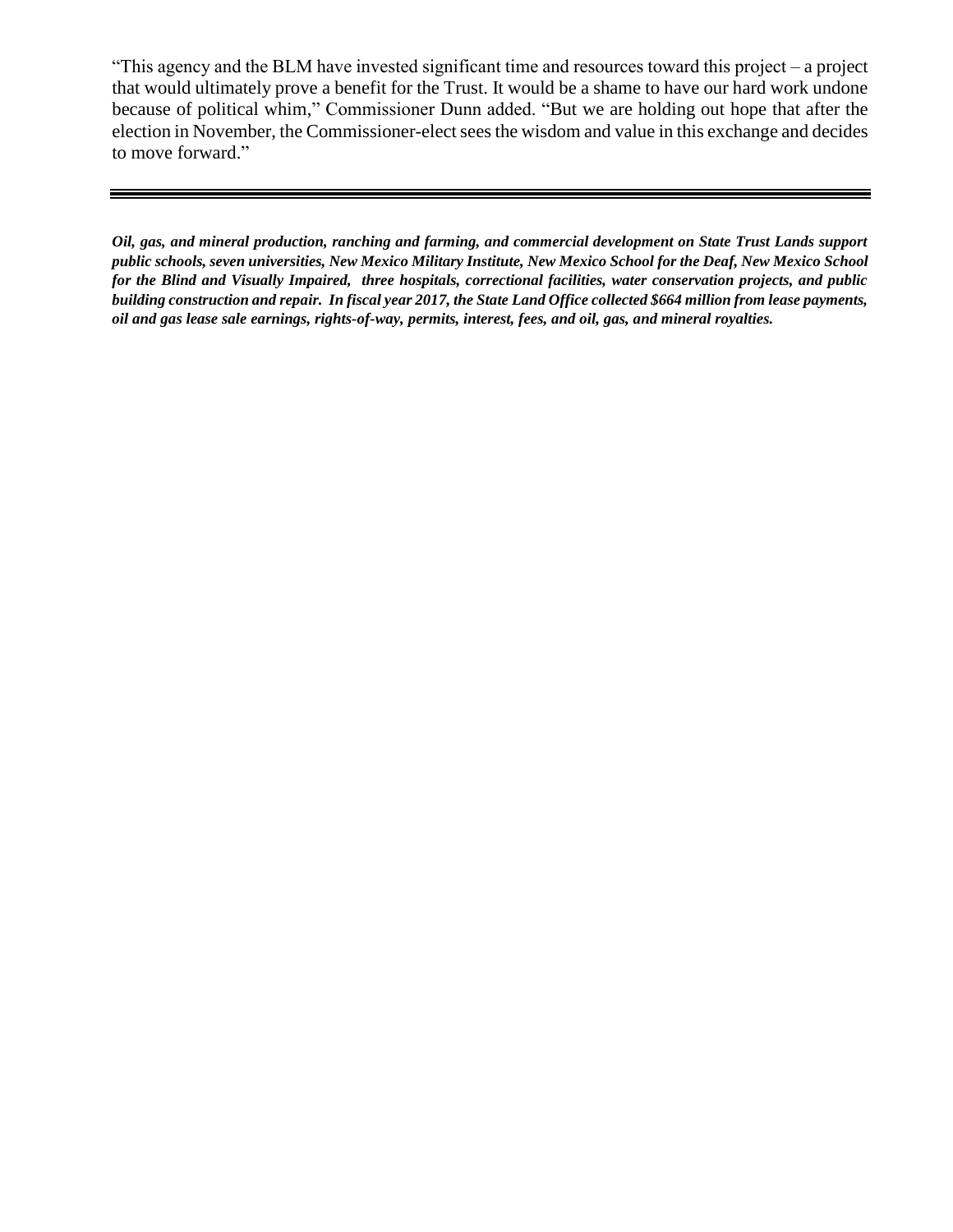"This agency and the BLM have invested significant time and resources toward this project – a project that would ultimately prove a benefit for the Trust. It would be a shame to have our hard work undone because of political whim," Commissioner Dunn added. "But we are holding out hope that after the election in November, the Commissioner-elect sees the wisdom and value in this exchange and decides to move forward."

---

***Oil, gas, and mineral production, ranching and farming, and commercial development on State Trust Lands support public schools, seven universities, New Mexico Military Institute, New Mexico School for the Deaf, New Mexico School for the Blind and Visually Impaired, three hospitals, correctional facilities, water conservation projects, and public building construction and repair. In fiscal year 2017, the State Land Office collected $664 million from lease payments, oil and gas lease sale earnings, rights-of-way, permits, interest, fees, and oil, gas, and mineral royalties.***